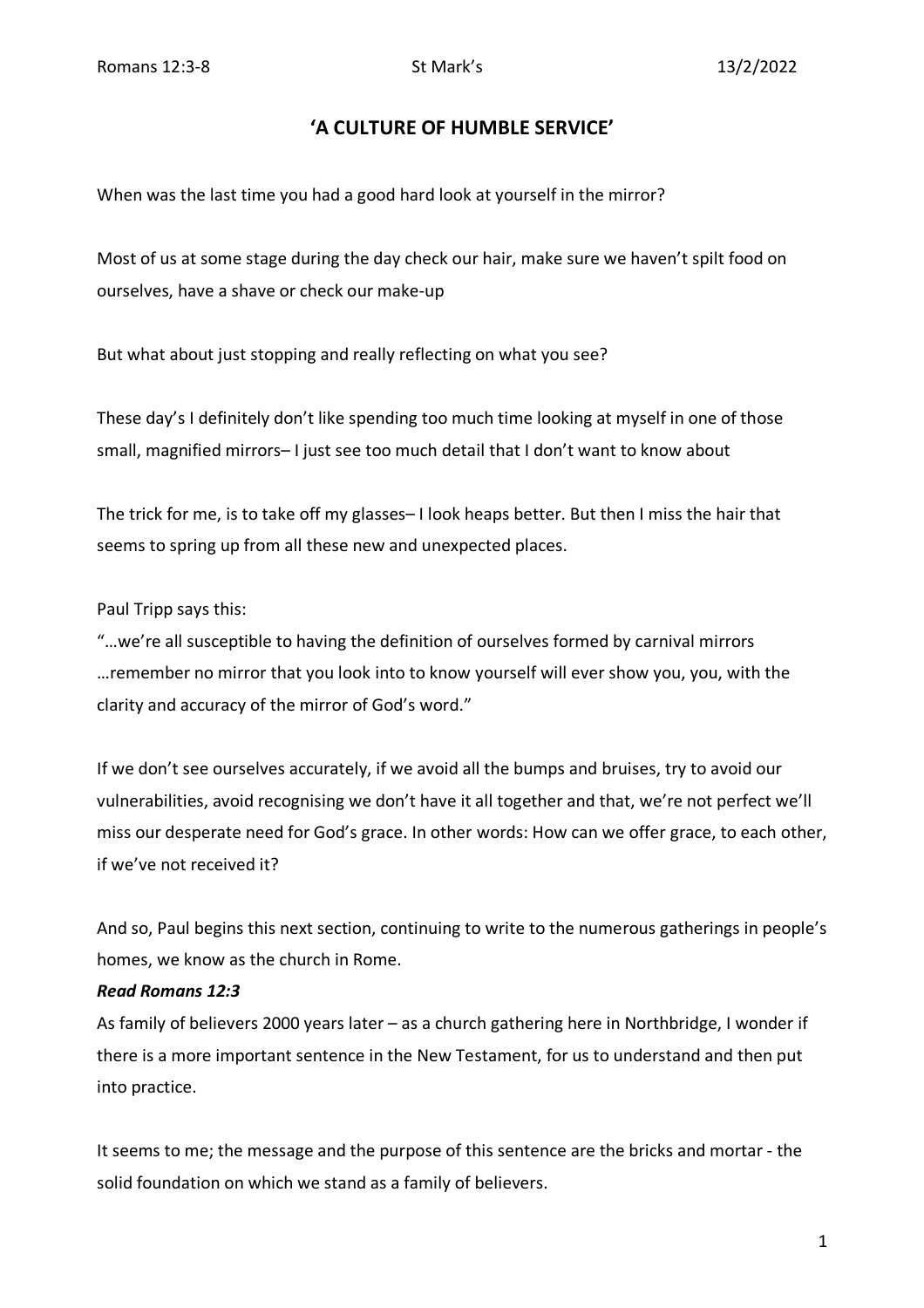Romans 12:3-8 St Mark's 13/2/2022

# 'A CULTURE OF HUMBLE SERVICE'

When was the last time you had a good hard look at yourself in the mirror?

Most of us at some stage during the day check our hair, make sure we haven't spilt food on ourselves, have a shave or check our make-up

But what about just stopping and really reflecting on what you see?

These day's I definitely don't like spending too much time looking at myself in one of those small, magnified mirrors– I just see too much detail that I don't want to know about

The trick for me, is to take off my glasses– I look heaps better. But then I miss the hair that seems to spring up from all these new and unexpected places.

Paul Tripp says this:

"…we're all susceptible to having the definition of ourselves formed by carnival mirrors …remember no mirror that you look into to know yourself will ever show you, you, with the clarity and accuracy of the mirror of God's word."

If we don't see ourselves accurately, if we avoid all the bumps and bruises, try to avoid our vulnerabilities, avoid recognising we don't have it all together and that, we're not perfect we'll miss our desperate need for God's grace. In other words: How can we offer grace, to each other, if we've not received it?

And so, Paul begins this next section, continuing to write to the numerous gatherings in people's homes, we know as the church in Rome.

***Read Romans 12:3***

As family of believers 2000 years later – as a church gathering here in Northbridge, I wonder if there is a more important sentence in the New Testament, for us to understand and then put into practice.

It seems to me; the message and the purpose of this sentence are the bricks and mortar - the solid foundation on which we stand as a family of believers.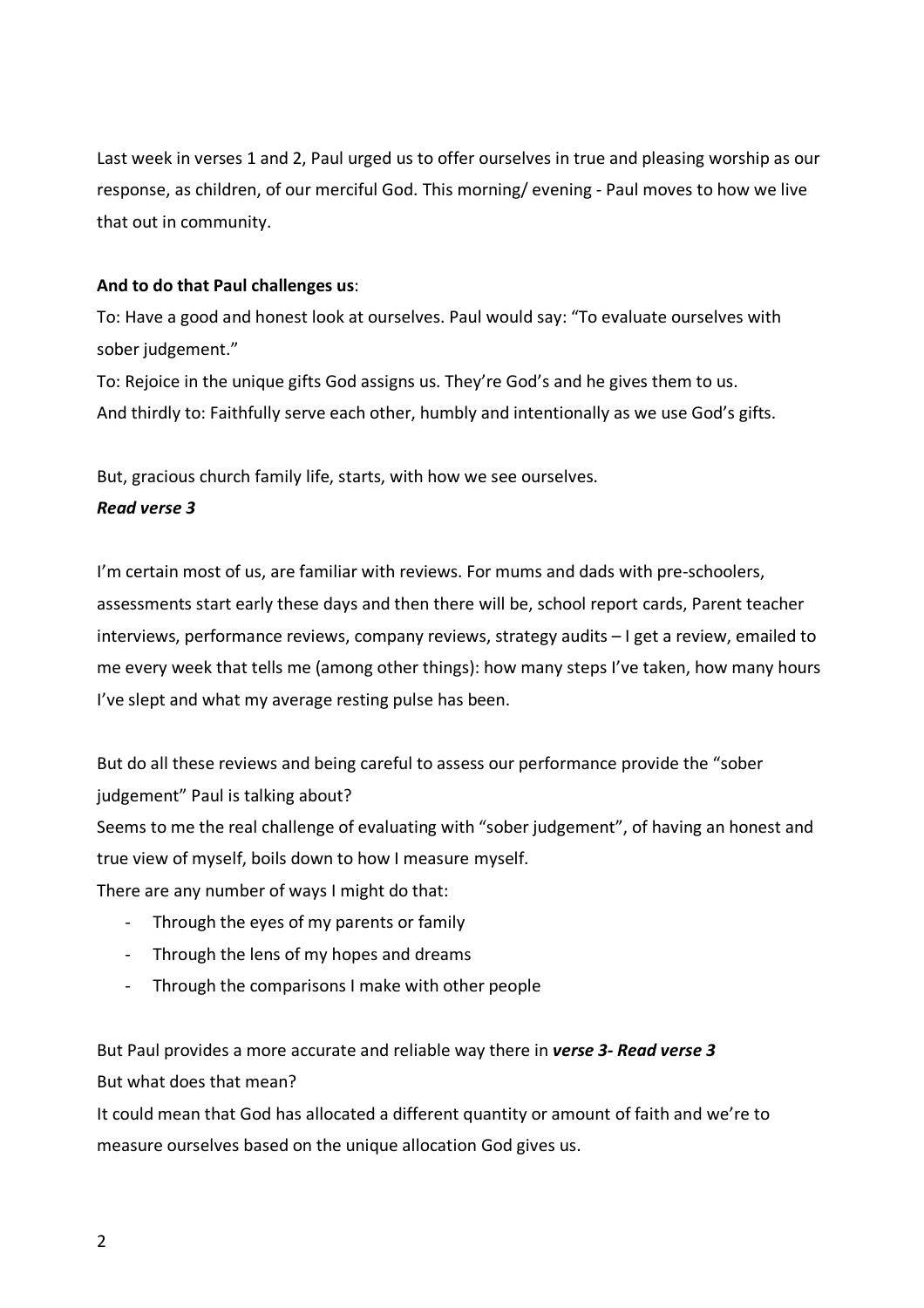Last week in verses 1 and 2, Paul urged us to offer ourselves in true and pleasing worship as our response, as children, of our merciful God. This morning/ evening - Paul moves to how we live that out in community.

**And to do that Paul challenges us**:

To: Have a good and honest look at ourselves. Paul would say: "To evaluate ourselves with sober judgement."

To: Rejoice in the unique gifts God assigns us. They're God's and he gives them to us.

And thirdly to: Faithfully serve each other, humbly and intentionally as we use God's gifts.

But, gracious church family life, starts, with how we see ourselves.

***Read verse 3***

I'm certain most of us, are familiar with reviews. For mums and dads with pre-schoolers, assessments start early these days and then there will be, school report cards, Parent teacher interviews, performance reviews, company reviews, strategy audits – I get a review, emailed to me every week that tells me (among other things): how many steps I've taken, how many hours I've slept and what my average resting pulse has been.

But do all these reviews and being careful to assess our performance provide the "sober judgement" Paul is talking about?

Seems to me the real challenge of evaluating with "sober judgement", of having an honest and true view of myself, boils down to how I measure myself.

There are any number of ways I might do that:

- Through the eyes of my parents or family
- Through the lens of my hopes and dreams
- Through the comparisons I make with other people

But Paul provides a more accurate and reliable way there in ***verse 3- Read verse 3***

But what does that mean?

It could mean that God has allocated a different quantity or amount of faith and we're to measure ourselves based on the unique allocation God gives us.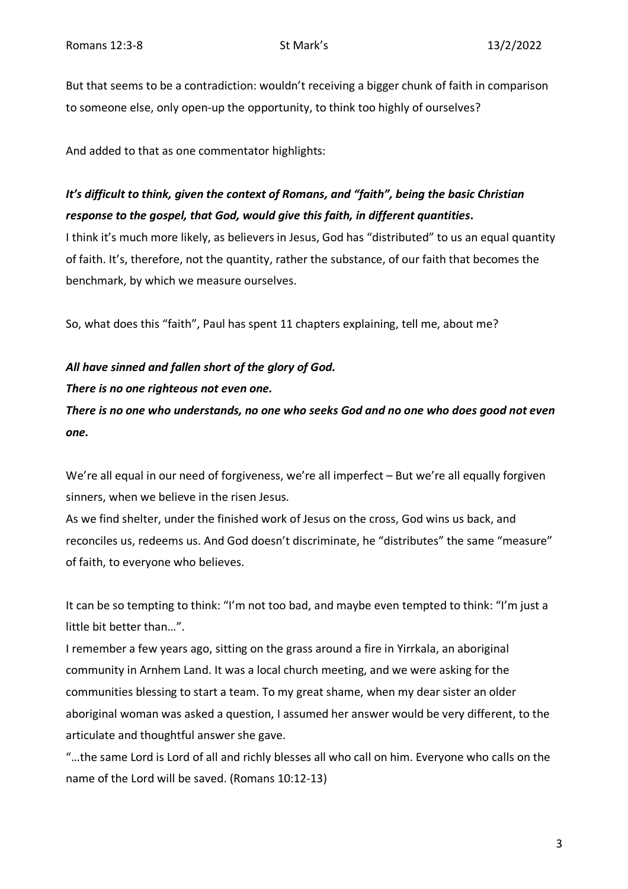But that seems to be a contradiction: wouldn't receiving a bigger chunk of faith in comparison to someone else, only open-up the opportunity, to think too highly of ourselves?

And added to that as one commentator highlights:

***It's difficult to think, given the context of Romans, and "faith", being the basic Christian response to the gospel, that God, would give this faith, in different quantities.***

I think it's much more likely, as believers in Jesus, God has "distributed" to us an equal quantity of faith. It's, therefore, not the quantity, rather the substance, of our faith that becomes the benchmark, by which we measure ourselves.

So, what does this "faith", Paul has spent 11 chapters explaining, tell me, about me?

***All have sinned and fallen short of the glory of God.***
***There is no one righteous not even one.***
***There is no one who understands, no one who seeks God and no one who does good not even one.***

We're all equal in our need of forgiveness, we're all imperfect – But we're all equally forgiven sinners, when we believe in the risen Jesus.

As we find shelter, under the finished work of Jesus on the cross, God wins us back, and reconciles us, redeems us. And God doesn't discriminate, he "distributes" the same "measure" of faith, to everyone who believes.

It can be so tempting to think: "I'm not too bad, and maybe even tempted to think: "I'm just a little bit better than…".

I remember a few years ago, sitting on the grass around a fire in Yirrkala, an aboriginal community in Arnhem Land. It was a local church meeting, and we were asking for the communities blessing to start a team. To my great shame, when my dear sister an older aboriginal woman was asked a question, I assumed her answer would be very different, to the articulate and thoughtful answer she gave.

"…the same Lord is Lord of all and richly blesses all who call on him. Everyone who calls on the name of the Lord will be saved. (Romans 10:12-13)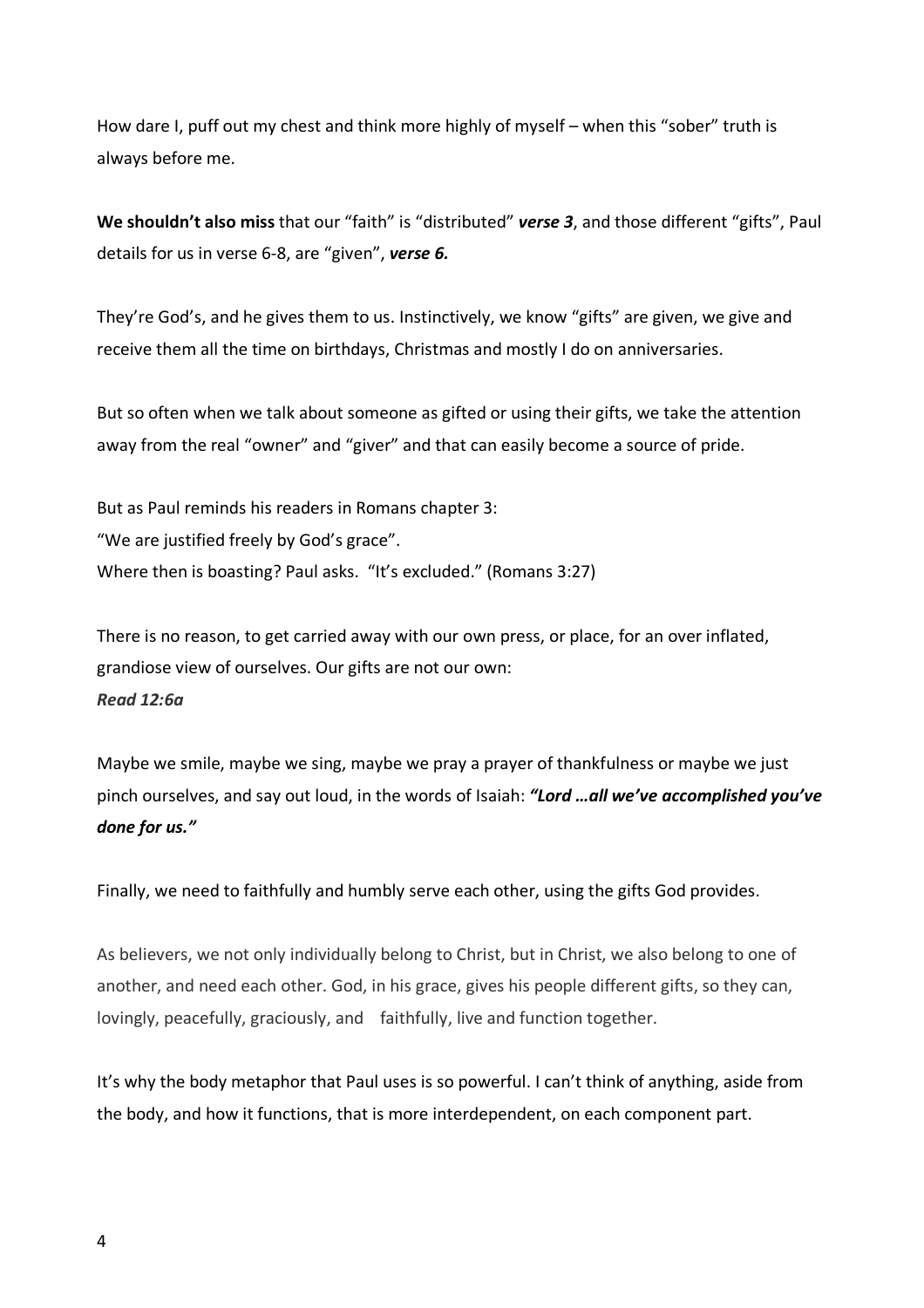How dare I, puff out my chest and think more highly of myself – when this "sober" truth is always before me.

**We shouldn't also miss** that our "faith" is "distributed" ***verse 3***, and those different "gifts", Paul details for us in verse 6-8, are "given", ***verse 6.***

They're God's, and he gives them to us. Instinctively, we know "gifts" are given, we give and receive them all the time on birthdays, Christmas and mostly I do on anniversaries.

But so often when we talk about someone as gifted or using their gifts, we take the attention away from the real "owner" and "giver" and that can easily become a source of pride.

But as Paul reminds his readers in Romans chapter 3:
"We are justified freely by God's grace".
Where then is boasting? Paul asks. "It's excluded." (Romans 3:27)

There is no reason, to get carried away with our own press, or place, for an over inflated, grandiose view of ourselves. Our gifts are not our own:
***Read 12:6a***

Maybe we smile, maybe we sing, maybe we pray a prayer of thankfulness or maybe we just pinch ourselves, and say out loud, in the words of Isaiah: ***"Lord …all we've accomplished you've done for us."***

Finally, we need to faithfully and humbly serve each other, using the gifts God provides.

As believers, we not only individually belong to Christ, but in Christ, we also belong to one of another, and need each other. God, in his grace, gives his people different gifts, so they can, lovingly, peacefully, graciously, and faithfully, live and function together.

It's why the body metaphor that Paul uses is so powerful. I can't think of anything, aside from the body, and how it functions, that is more interdependent, on each component part.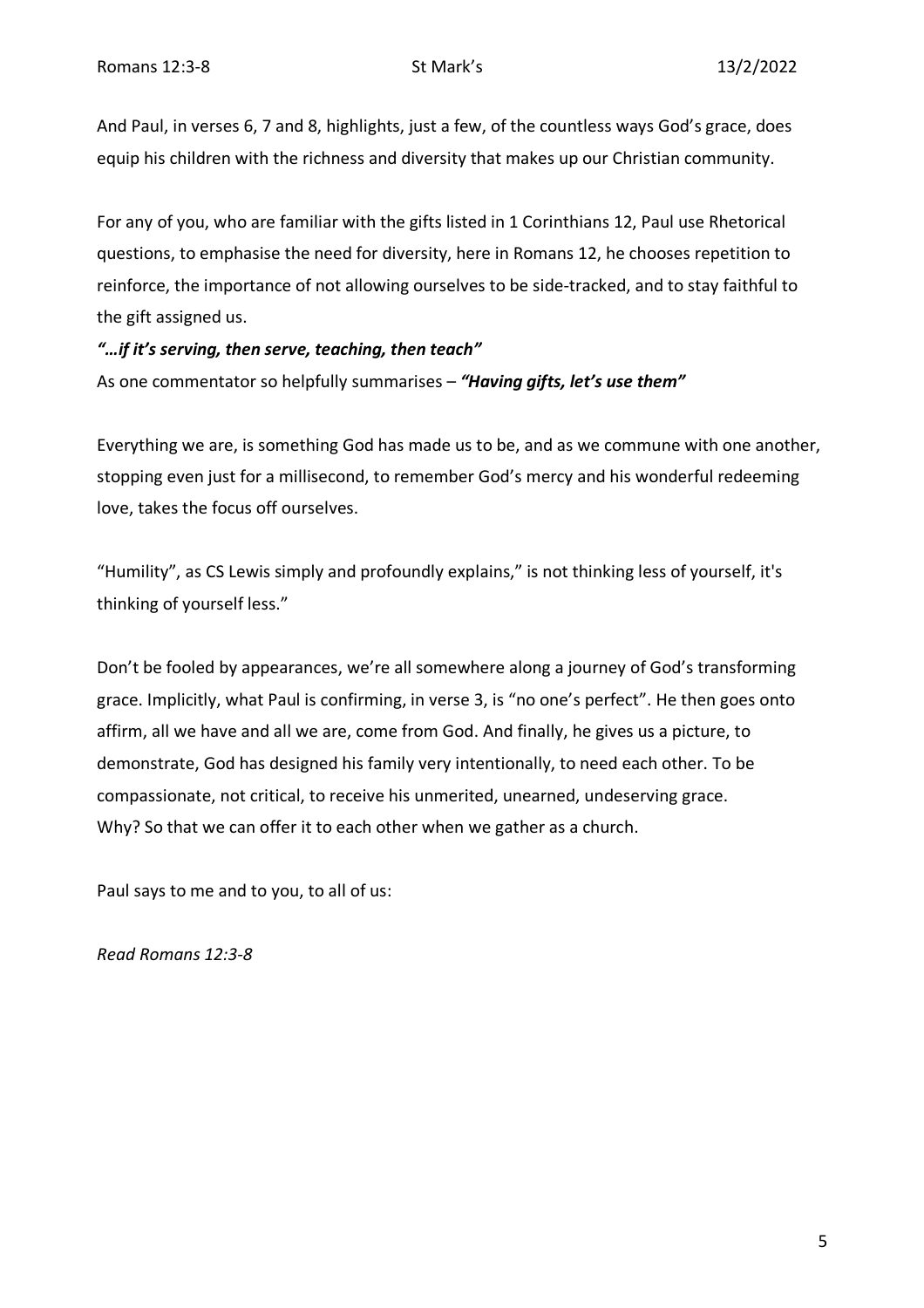And Paul, in verses 6, 7 and 8, highlights, just a few, of the countless ways God's grace, does equip his children with the richness and diversity that makes up our Christian community.

For any of you, who are familiar with the gifts listed in 1 Corinthians 12, Paul use Rhetorical questions, to emphasise the need for diversity, here in Romans 12, he chooses repetition to reinforce, the importance of not allowing ourselves to be side-tracked, and to stay faithful to the gift assigned us.

***"…if it's serving, then serve, teaching, then teach"***

As one commentator so helpfully summarises – ***"Having gifts, let's use them"***

Everything we are, is something God has made us to be, and as we commune with one another, stopping even just for a millisecond, to remember God's mercy and his wonderful redeeming love, takes the focus off ourselves.

"Humility", as CS Lewis simply and profoundly explains," is not thinking less of yourself, it's thinking of yourself less."

Don't be fooled by appearances, we're all somewhere along a journey of God's transforming grace. Implicitly, what Paul is confirming, in verse 3, is "no one's perfect". He then goes onto affirm, all we have and all we are, come from God. And finally, he gives us a picture, to demonstrate, God has designed his family very intentionally, to need each other. To be compassionate, not critical, to receive his unmerited, unearned, undeserving grace.
Why? So that we can offer it to each other when we gather as a church.

Paul says to me and to you, to all of us:

*Read Romans 12:3-8*